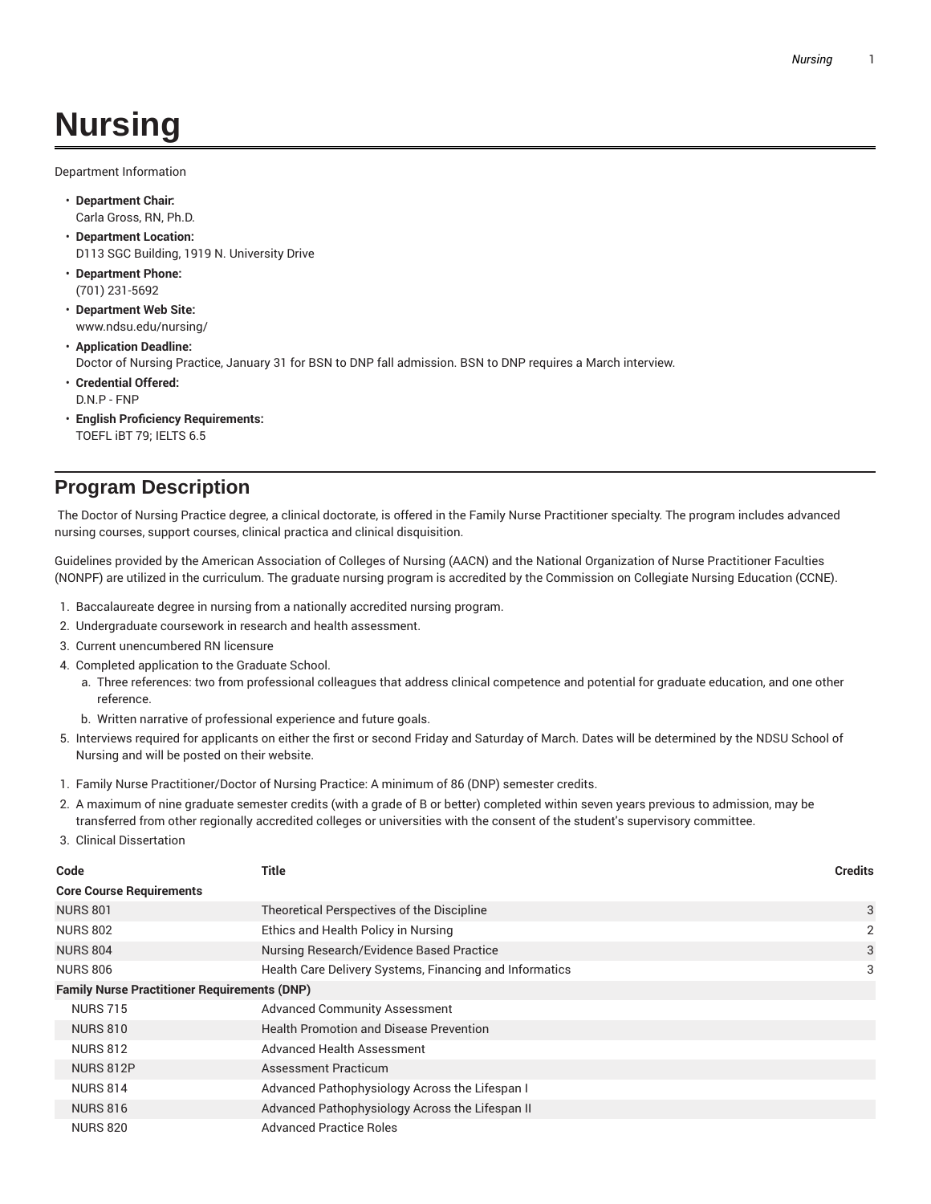# Nursing

Department Information

- **Department Chair:**
  Carla Gross, RN, Ph.D.
- **Department Location:**
  D113 SGC Building, 1919 N. University Drive
- **Department Phone:**
  (701) 231-5692
- **Department Web Site:**
  www.ndsu.edu/nursing/
- **Application Deadline:**
  Doctor of Nursing Practice, January 31 for BSN to DNP fall admission. BSN to DNP requires a March interview.
- **Credential Offered:**
  D.N.P - FNP
- **English Proficiency Requirements:**
  TOEFL iBT 79; IELTS 6.5

## Program Description

The Doctor of Nursing Practice degree, a clinical doctorate, is offered in the Family Nurse Practitioner specialty. The program includes advanced nursing courses, support courses, clinical practica and clinical disquisition.

Guidelines provided by the American Association of Colleges of Nursing (AACN) and the National Organization of Nurse Practitioner Faculties (NONPF) are utilized in the curriculum. The graduate nursing program is accredited by the Commission on Collegiate Nursing Education (CCNE).

1. Baccalaureate degree in nursing from a nationally accredited nursing program.
2. Undergraduate coursework in research and health assessment.
3. Current unencumbered RN licensure
4. Completed application to the Graduate School.
   a. Three references: two from professional colleagues that address clinical competence and potential for graduate education, and one other reference.
   b. Written narrative of professional experience and future goals.
5. Interviews required for applicants on either the first or second Friday and Saturday of March. Dates will be determined by the NDSU School of Nursing and will be posted on their website.

1. Family Nurse Practitioner/Doctor of Nursing Practice: A minimum of 86 (DNP) semester credits.
2. A maximum of nine graduate semester credits (with a grade of B or better) completed within seven years previous to admission, may be transferred from other regionally accredited colleges or universities with the consent of the student's supervisory committee.
3. Clinical Dissertation

| Code | Title | Credits |
|---|---|---|
| **Core Course Requirements** | | |
| NURS 801 | Theoretical Perspectives of the Discipline | 3 |
| NURS 802 | Ethics and Health Policy in Nursing | 2 |
| NURS 804 | Nursing Research/Evidence Based Practice | 3 |
| NURS 806 | Health Care Delivery Systems, Financing and Informatics | 3 |
| **Family Nurse Practitioner Requirements (DNP)** | | |
| NURS 715 | Advanced Community Assessment | |
| NURS 810 | Health Promotion and Disease Prevention | |
| NURS 812 | Advanced Health Assessment | |
| NURS 812P | Assessment Practicum | |
| NURS 814 | Advanced Pathophysiology Across the Lifespan I | |
| NURS 816 | Advanced Pathophysiology Across the Lifespan II | |
| NURS 820 | Advanced Practice Roles | |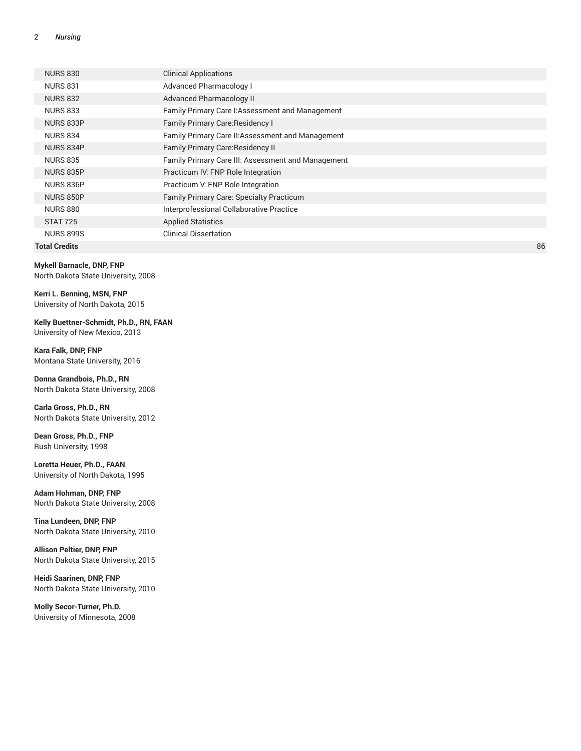| | | |
|---|---|---|
| NURS 830 | Clinical Applications | |
| NURS 831 | Advanced Pharmacology I | |
| NURS 832 | Advanced Pharmacology II | |
| NURS 833 | Family Primary Care I:Assessment and Management | |
| NURS 833P | Family Primary Care:Residency I | |
| NURS 834 | Family Primary Care II:Assessment and Management | |
| NURS 834P | Family Primary Care:Residency II | |
| NURS 835 | Family Primary Care III: Assessment and Management | |
| NURS 835P | Practicum IV: FNP Role Integration | |
| NURS 836P | Practicum V: FNP Role Integration | |
| NURS 850P | Family Primary Care: Specialty Practicum | |
| NURS 880 | Interprofessional Collaborative Practice | |
| STAT 725 | Applied Statistics | |
| NURS 899S | Clinical Dissertation | |
| **Total Credits** | | 86 |

**Mykell Barnacle, DNP, FNP**
North Dakota State University, 2008

**Kerri L. Benning, MSN, FNP**
University of North Dakota, 2015

**Kelly Buettner-Schmidt, Ph.D., RN, FAAN**
University of New Mexico, 2013

**Kara Falk, DNP, FNP**
Montana State University, 2016

**Donna Grandbois, Ph.D., RN**
North Dakota State University, 2008

**Carla Gross, Ph.D., RN**
North Dakota State University, 2012

**Dean Gross, Ph.D., FNP**
Rush University, 1998

**Loretta Heuer, Ph.D., FAAN**
University of North Dakota, 1995

**Adam Hohman, DNP, FNP**
North Dakota State University, 2008

**Tina Lundeen, DNP, FNP**
North Dakota State University, 2010

**Allison Peltier, DNP, FNP**
North Dakota State University, 2015

**Heidi Saarinen, DNP, FNP**
North Dakota State University, 2010

**Molly Secor-Turner, Ph.D.**
University of Minnesota, 2008